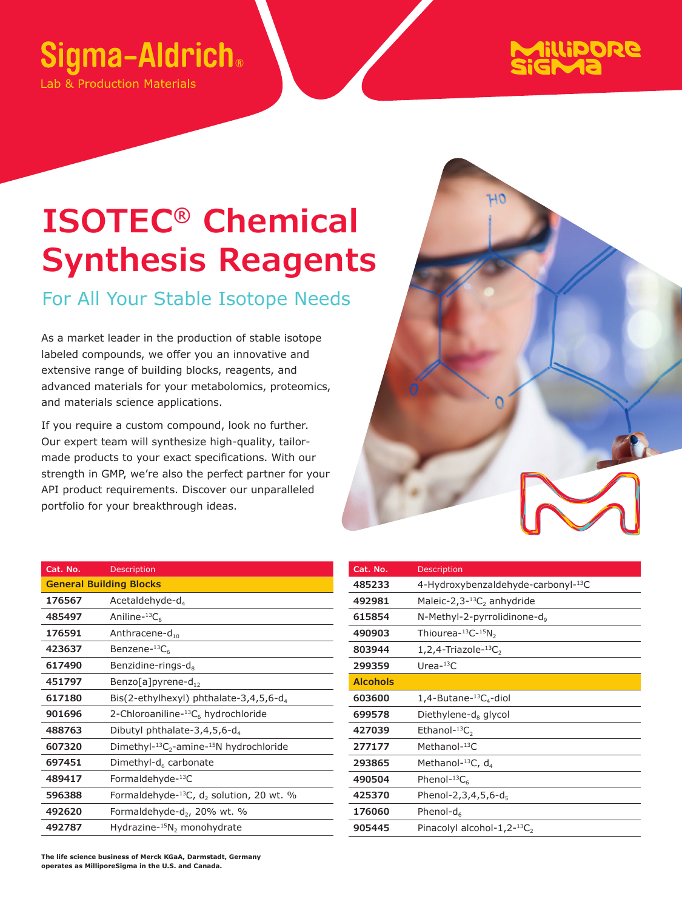Sigma-Aldrich®

Lab & Production Materials

MilliporeSigma

# ISOTEC® Chemical Synthesis Reagents

## For All Your Stable Isotope Needs

As a market leader in the production of stable isotope labeled compounds, we offer you an innovative and extensive range of building blocks, reagents, and advanced materials for your metabolomics, proteomics, and materials science applications.

If you require a custom compound, look no further. Our expert team will synthesize high-quality, tailor-made products to your exact specifications. With our strength in GMP, we're also the perfect partner for your API product requirements. Discover our unparalleled portfolio for your breakthrough ideas.

| Cat. No. | Description |
|---|---|
| **General Building Blocks** | |
| 176567 | Acetaldehyde-$d_4$ |
| 485497 | Aniline-$^{13}C_6$ |
| 176591 | Anthracene-$d_{10}$ |
| 423637 | Benzene-$^{13}C_6$ |
| 617490 | Benzidine-rings-$d_8$ |
| 451797 | Benzo[a]pyrene-$d_{12}$ |
| 617180 | Bis(2-ethylhexyl) phthalate-3,4,5,6-$d_4$ |
| 901696 | 2-Chloroaniline-$^{13}C_6$ hydrochloride |
| 488763 | Dibutyl phthalate-3,4,5,6-$d_4$ |
| 607320 | Dimethyl-$^{13}C_2$-amine-$^{15}N$ hydrochloride |
| 697451 | Dimethyl-$d_6$ carbonate |
| 489417 | Formaldehyde-$^{13}C$ |
| 596388 | Formaldehyde-$^{13}C$, $d_2$ solution, 20 wt. % |
| 492620 | Formaldehyde-$d_2$, 20% wt. % |
| 492787 | Hydrazine-$^{15}N_2$ monohydrate |
| 485233 | 4-Hydroxybenzaldehyde-carbonyl-$^{13}C$ |
| 492981 | Maleic-2,3-$^{13}C_2$ anhydride |
| 615854 | N-Methyl-2-pyrrolidinone-$d_9$ |
| 490903 | Thiourea-$^{13}C$-$^{15}N_2$ |
| 803944 | 1,2,4-Triazole-$^{13}C_2$ |
| 299359 | Urea-$^{13}C$ |
| **Alcohols** | |
| 603600 | 1,4-Butane-$^{13}C_4$-diol |
| 699578 | Diethylene-$d_8$ glycol |
| 427039 | Ethanol-$^{13}C_2$ |
| 277177 | Methanol-$^{13}C$ |
| 293865 | Methanol-$^{13}C$, $d_4$ |
| 490504 | Phenol-$^{13}C_6$ |
| 425370 | Phenol-2,3,4,5,6-$d_5$ |
| 176060 | Phenol-$d_6$ |
| 905445 | Pinacolyl alcohol-1,2-$^{13}C_2$ |

**The life science business of Merck KGaA, Darmstadt, Germany operates as MilliporeSigma in the U.S. and Canada.**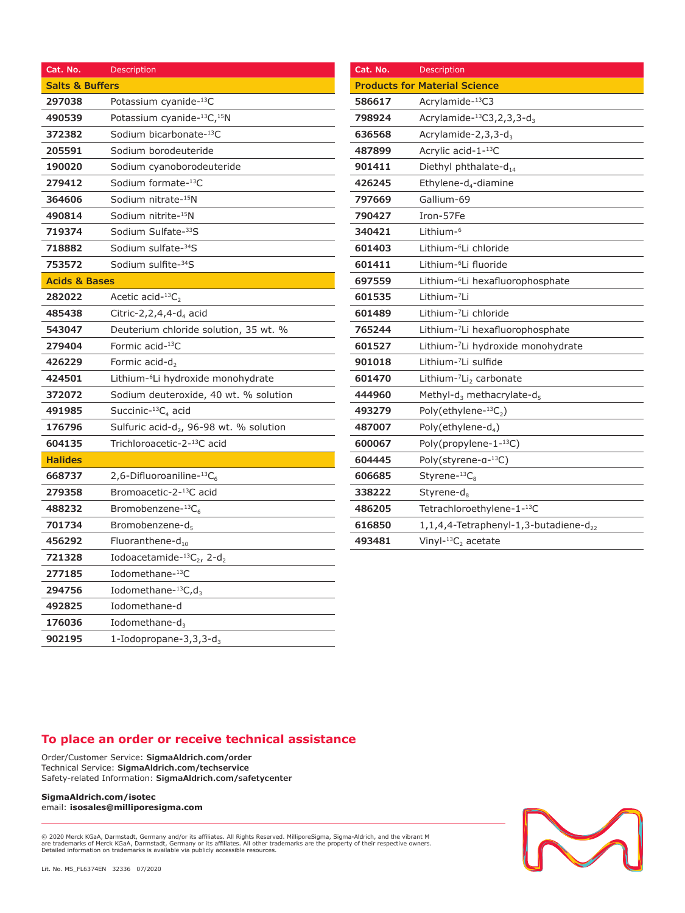| Cat. No. | Description |
|---|---|
| **Salts & Buffers** | |
| **297038** | Potassium cyanide-$^{13}C$ |
| **490539** | Potassium cyanide-$^{13}C$,$^{15}N$ |
| **372382** | Sodium bicarbonate-$^{13}C$ |
| **205591** | Sodium borodeuteride |
| **190020** | Sodium cyanoborodeuteride |
| **279412** | Sodium formate-$^{13}C$ |
| **364606** | Sodium nitrate-$^{15}N$ |
| **490814** | Sodium nitrite-$^{15}N$ |
| **719374** | Sodium Sulfate-$^{33}S$ |
| **718882** | Sodium sulfate-$^{34}S$ |
| **753572** | Sodium sulfite-$^{34}S$ |
| **Acids & Bases** | |
| **282022** | Acetic acid-$^{13}C_2$ |
| **485438** | Citric-2,2,4,4-$d_4$ acid |
| **543047** | Deuterium chloride solution, 35 wt. % |
| **279404** | Formic acid-$^{13}C$ |
| **426229** | Formic acid-$d_2$ |
| **424501** | Lithium-$^{6}Li$ hydroxide monohydrate |
| **372072** | Sodium deuteroxide, 40 wt. % solution |
| **491985** | Succinic-$^{13}C_4$ acid |
| **176796** | Sulfuric acid-$d_2$, 96-98 wt. % solution |
| **604135** | Trichloroacetic-2-$^{13}C$ acid |
| **Halides** | |
| **668737** | 2,6-Difluoroaniline-$^{13}C_6$ |
| **279358** | Bromoacetic-2-$^{13}C$ acid |
| **488232** | Bromobenzene-$^{13}C_6$ |
| **701734** | Bromobenzene-$d_5$ |
| **456292** | Fluoranthene-$d_{10}$ |
| **721328** | Iodoacetamide-$^{13}C_2$, 2-$d_2$ |
| **277185** | Iodomethane-$^{13}C$ |
| **294756** | Iodomethane-$^{13}C$,$d_3$ |
| **492825** | Iodomethane-d |
| **176036** | Iodomethane-$d_3$ |
| **902195** | 1-Iodopropane-3,3,3-$d_3$ |

| Cat. No. | Description |
|---|---|
| **Products for Material Science** | |
| **586617** | Acrylamide-$^{13}C3$ |
| **798924** | Acrylamide-$^{13}C3$,2,3,3-$d_3$ |
| **636568** | Acrylamide-2,3,3-$d_3$ |
| **487899** | Acrylic acid-1-$^{13}C$ |
| **901411** | Diethyl phthalate-$d_{14}$ |
| **426245** | Ethylene-$d_4$-diamine |
| **797669** | Gallium-69 |
| **790427** | Iron-57Fe |
| **340421** | Lithium-$^{6}$ |
| **601403** | Lithium-$^{6}Li$ chloride |
| **601411** | Lithium-$^{6}Li$ fluoride |
| **697559** | Lithium-$^{6}Li$ hexafluorophosphate |
| **601535** | Lithium-$^{7}Li$ |
| **601489** | Lithium-$^{7}Li$ chloride |
| **765244** | Lithium-$^{7}Li$ hexafluorophosphate |
| **601527** | Lithium-$^{7}Li$ hydroxide monohydrate |
| **901018** | Lithium-$^{7}Li$ sulfide |
| **601470** | Lithium-$^{7}Li_2$ carbonate |
| **444960** | Methyl-$d_3$ methacrylate-$d_5$ |
| **493279** | Poly(ethylene-$^{13}C_2$) |
| **487007** | Poly(ethylene-$d_4$) |
| **600067** | Poly(propylene-1-$^{13}C$) |
| **604445** | Poly(styrene-α-$^{13}C$) |
| **606685** | Styrene-$^{13}C_8$ |
| **338222** | Styrene-$d_8$ |
| **486205** | Tetrachloroethylene-1-$^{13}C$ |
| **616850** | 1,1,4,4-Tetraphenyl-1,3-butadiene-$d_{22}$ |
| **493481** | Vinyl-$^{13}C_2$ acetate |

## To place an order or receive technical assistance

Order/Customer Service: **SigmaAldrich.com/order**
Technical Service: **SigmaAldrich.com/techservice**
Safety-related Information: **SigmaAldrich.com/safetycenter**

**SigmaAldrich.com/isotec**
email: **isosales@milliporesigma.com**

© 2020 Merck KGaA, Darmstadt, Germany and/or its affiliates. All Rights Reserved. MilliporeSigma, Sigma-Aldrich, and the vibrant M are trademarks of Merck KGaA, Darmstadt, Germany or its affiliates. All other trademarks are the property of their respective owners. Detailed information on trademarks is available via publicly accessible resources.

Lit. No. MS_FL6374EN 32336 07/2020